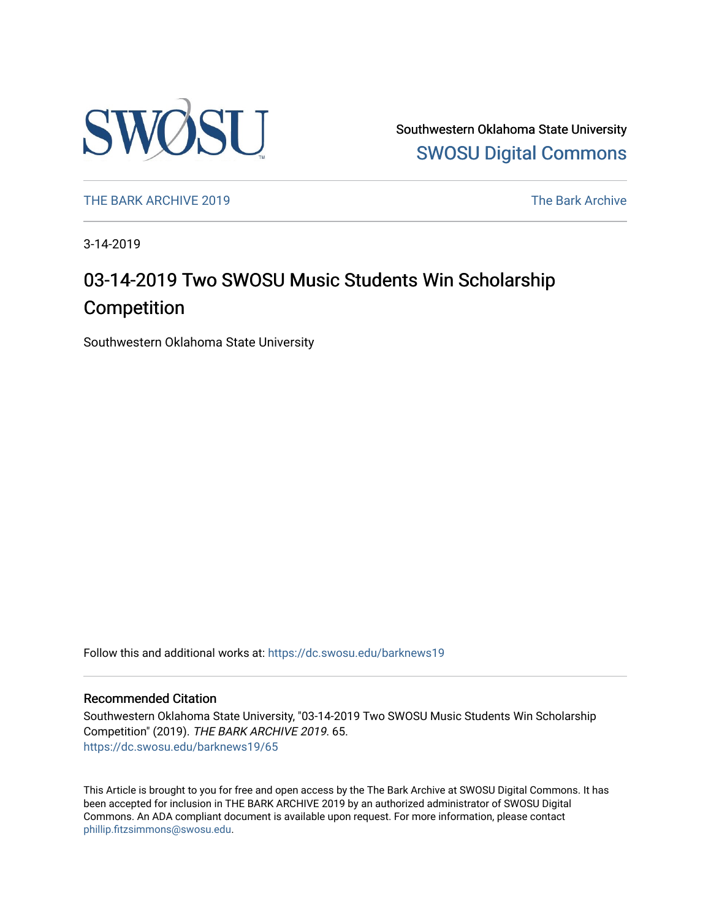Southwestern Oklahoma State University
SWOSU Digital Commons

THE BARK ARCHIVE 2019 | The Bark Archive

3-14-2019

# 03-14-2019 Two SWOSU Music Students Win Scholarship Competition

Southwestern Oklahoma State University

Follow this and additional works at: https://dc.swosu.edu/barknews19

## Recommended Citation

Southwestern Oklahoma State University, "03-14-2019 Two SWOSU Music Students Win Scholarship Competition" (2019). *THE BARK ARCHIVE 2019*. 65.
https://dc.swosu.edu/barknews19/65

This Article is brought to you for free and open access by the The Bark Archive at SWOSU Digital Commons. It has been accepted for inclusion in THE BARK ARCHIVE 2019 by an authorized administrator of SWOSU Digital Commons. An ADA compliant document is available upon request. For more information, please contact phillip.fitzsimmons@swosu.edu.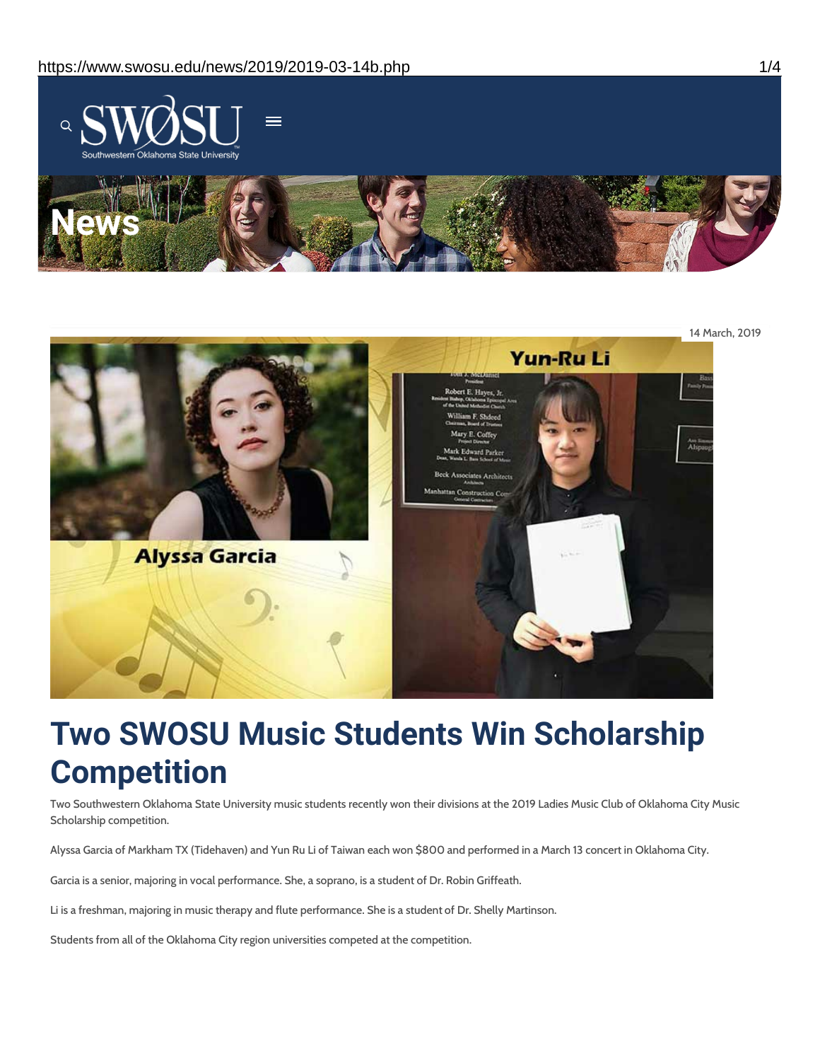14 March, 2019

# Two SWOSU Music Students Win Scholarship Competition

Two Southwestern Oklahoma State University music students recently won their divisions at the 2019 Ladies Music Club of Oklahoma City Music Scholarship competition.

Alyssa Garcia of Markham TX (Tidehaven) and Yun Ru Li of Taiwan each won $800 and performed in a March 13 concert in Oklahoma City.

Garcia is a senior, majoring in vocal performance. She, a soprano, is a student of Dr. Robin Griffeath.

Li is a freshman, majoring in music therapy and flute performance. She is a student of Dr. Shelly Martinson.

Students from all of the Oklahoma City region universities competed at the competition.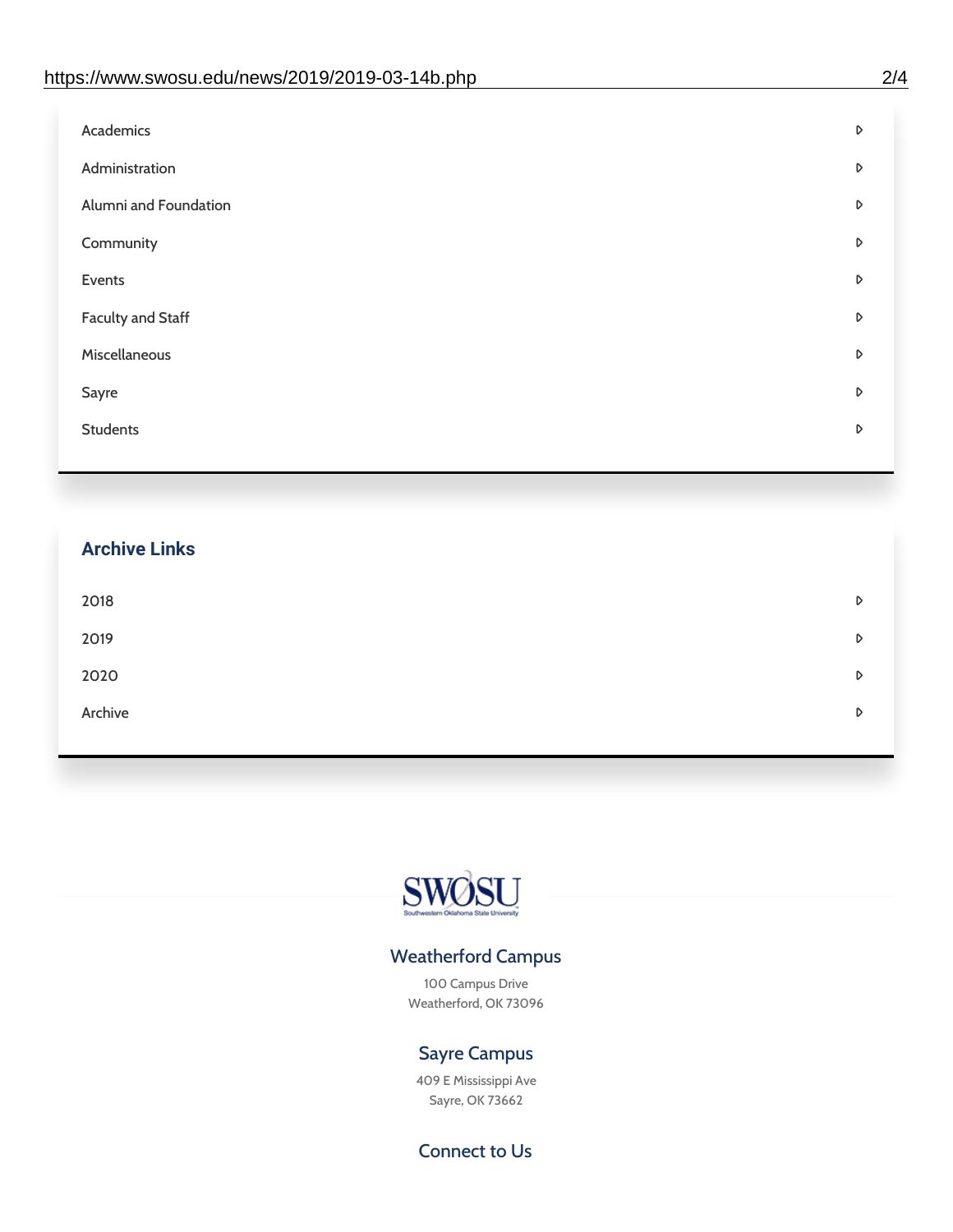- Academics
- Administration
- Alumni and Foundation
- Community
- Events
- Faculty and Staff
- Miscellaneous
- Sayre
- Students

## Archive Links

- 2018
- 2019
- 2020
- Archive

SWOSU
Southwestern Oklahoma State University

### Weatherford Campus

100 Campus Drive
Weatherford, OK 73096

### Sayre Campus

409 E Mississippi Ave
Sayre, OK 73662

### Connect to Us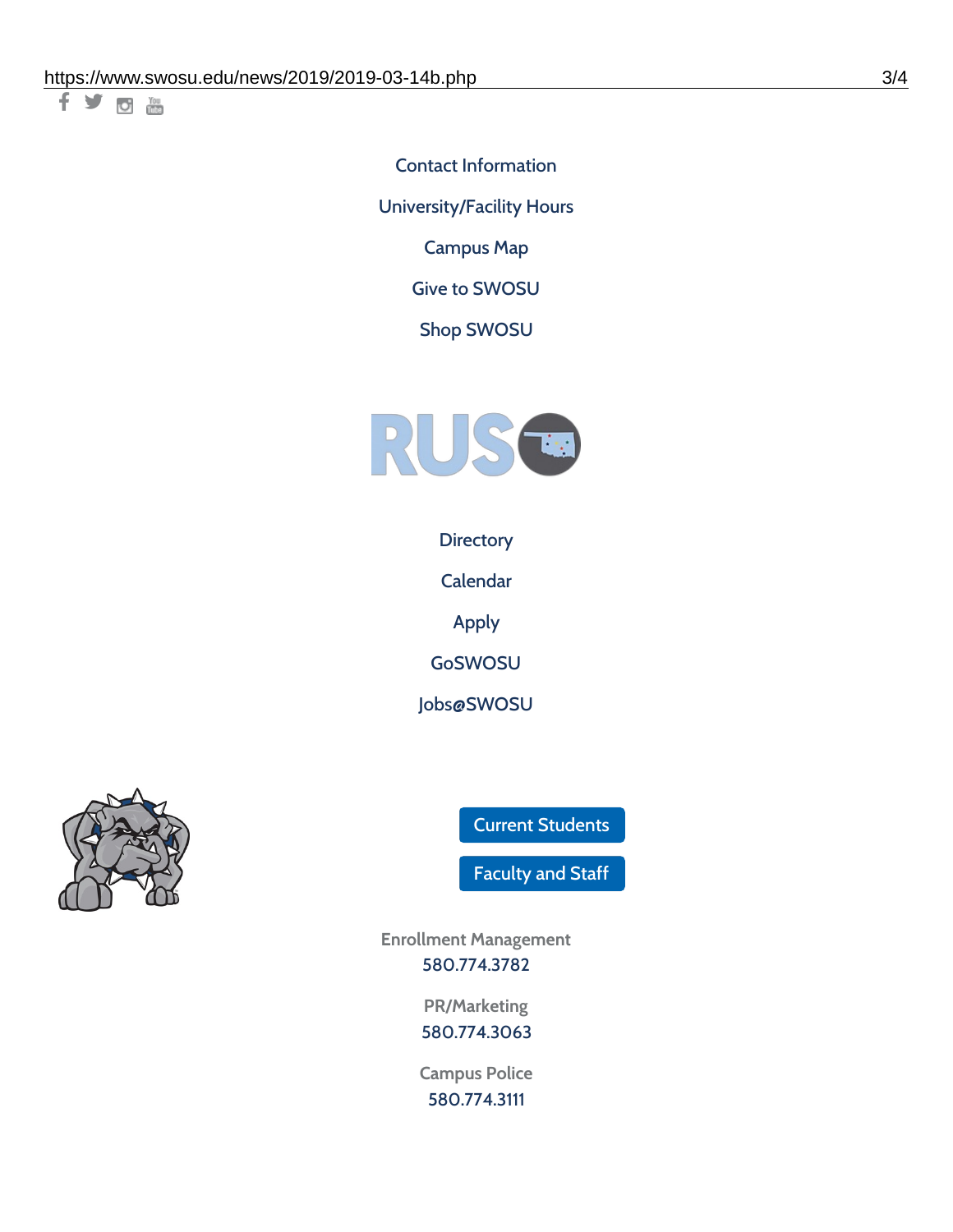Contact Information

University/Facility Hours

Campus Map

Give to SWOSU

Shop SWOSU

Directory

Calendar

Apply

GoSWOSU

Jobs@SWOSU

Current Students

Faculty and Staff

Enrollment Management
580.774.3782

PR/Marketing
580.774.3063

Campus Police
580.774.3111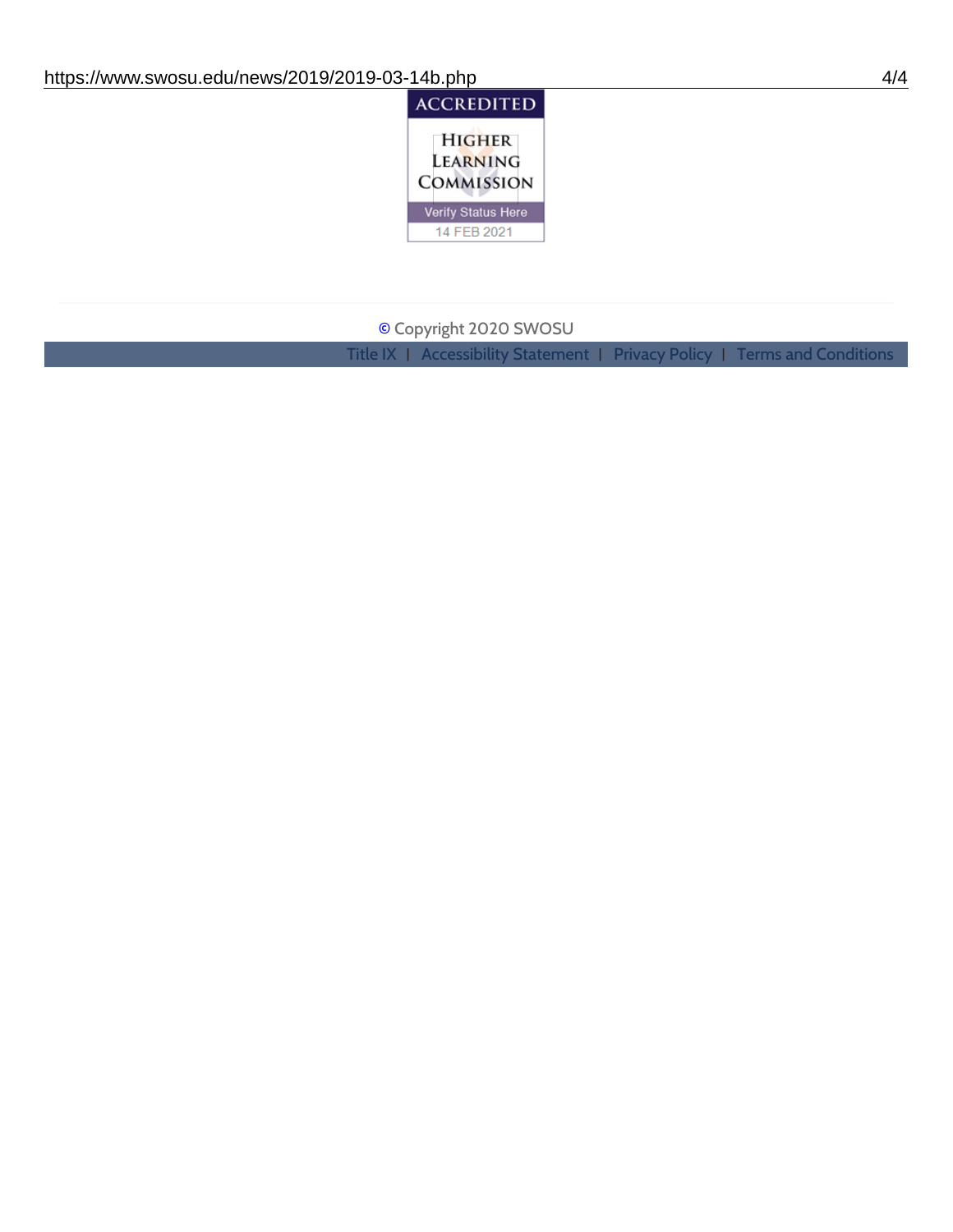ACCREDITED

HIGHER LEARNING COMMISSION

Verify Status Here

14 FEB 2021

© Copyright 2020 SWOSU

Title IX | Accessibility Statement | Privacy Policy | Terms and Conditions